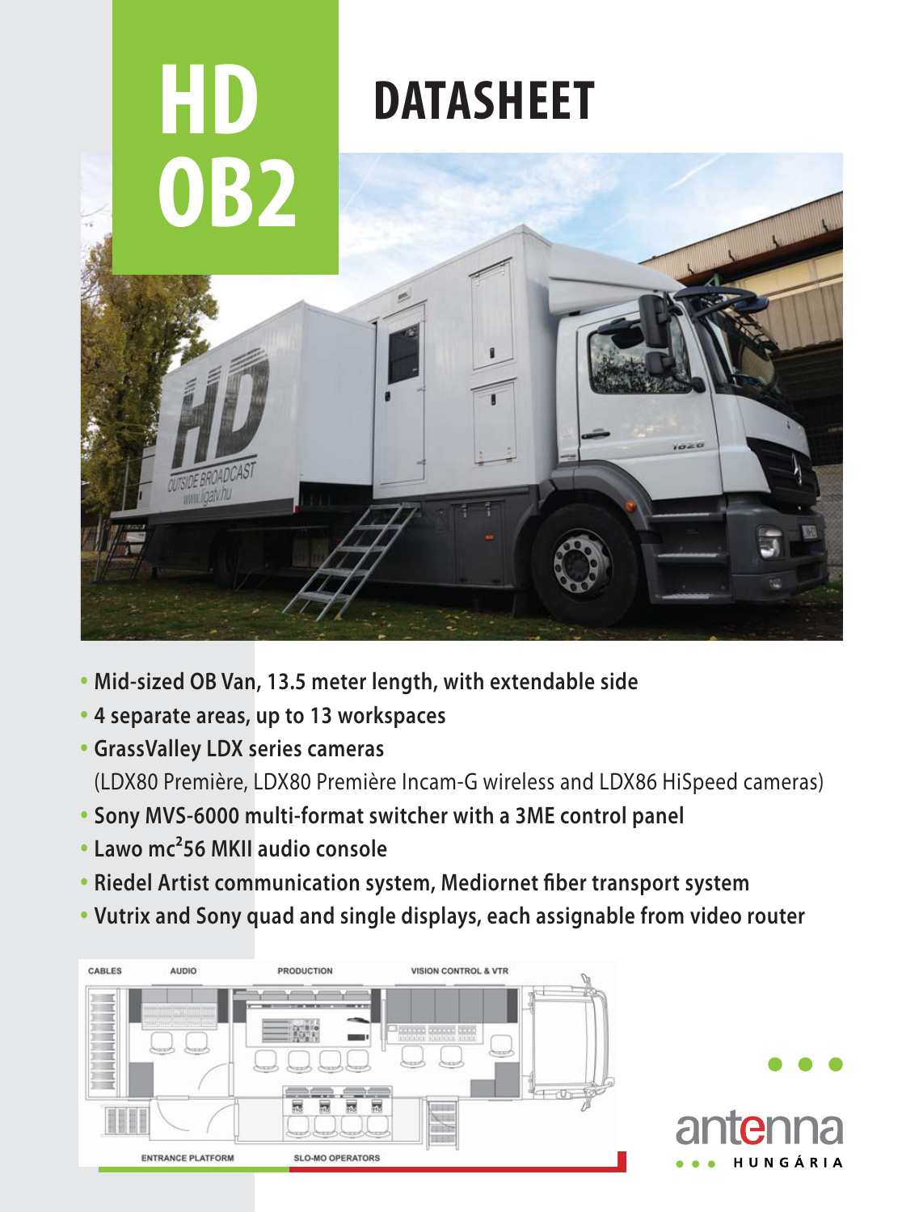# HD OB2

# DATASHEET

- **Mid-sized OB Van, 13.5 meter length, with extendable side**
- **4 separate areas, up to 13 workspaces**
- **GrassValley LDX series cameras**
  (LDX80 Première, LDX80 Première Incam-G wireless and LDX86 HiSpeed cameras)
- **Sony MVS-6000 multi-format switcher with a 3ME control panel**
- **Lawo mc²56 MKII audio console**
- **Riedel Artist communication system, Mediornet fiber transport system**
- **Vutrix and Sony quad and single displays, each assignable from video router**

CABLES | AUDIO | PRODUCTION | VISION CONTROL & VTR

ENTRANCE PLATFORM | SLO-MO OPERATORS

antenna HUNGÁRIA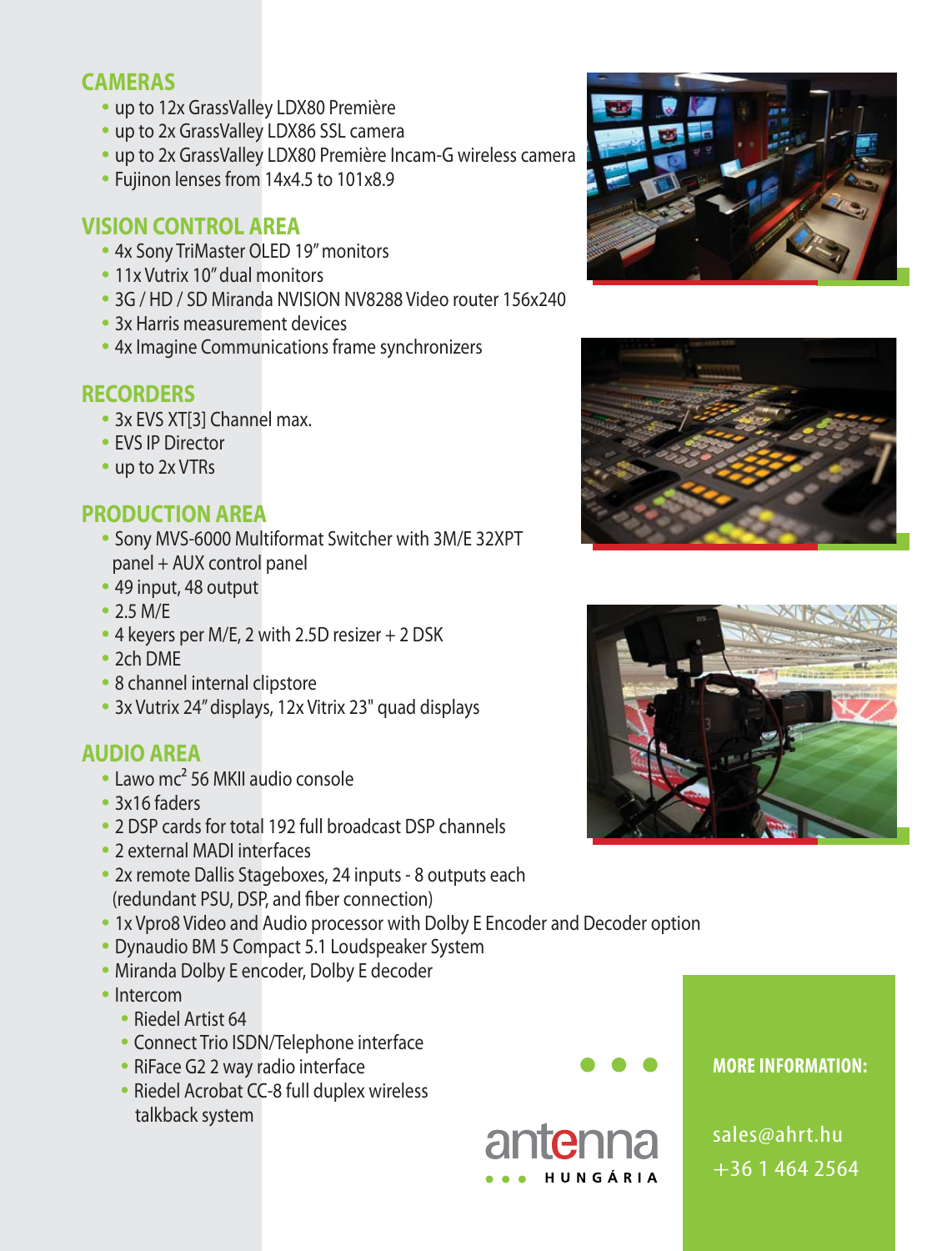## CAMERAS

- up to 12x GrassValley LDX80 Première
- up to 2x GrassValley LDX86 SSL camera
- up to 2x GrassValley LDX80 Première Incam-G wireless camera
- Fujinon lenses from 14x4.5 to 101x8.9

## VISION CONTROL AREA

- 4x Sony TriMaster OLED 19″ monitors
- 11x Vutrix 10″ dual monitors
- 3G / HD / SD Miranda NVISION NV8288 Video router 156x240
- 3x Harris measurement devices
- 4x Imagine Communications frame synchronizers

## RECORDERS

- 3x EVS XT[3] Channel max.
- EVS IP Director
- up to 2x VTRs

## PRODUCTION AREA

- Sony MVS-6000 Multiformat Switcher with 3M/E 32XPT panel + AUX control panel
- 49 input, 48 output
- 2.5 M/E
- 4 keyers per M/E, 2 with 2.5D resizer + 2 DSK
- 2ch DME
- 8 channel internal clipstore
- 3x Vutrix 24″ displays, 12x Vitrix 23" quad displays

## AUDIO AREA

- Lawo mc² 56 MKII audio console
- 3x16 faders
- 2 DSP cards for total 192 full broadcast DSP channels
- 2 external MADI interfaces
- 2x remote Dallis Stageboxes, 24 inputs - 8 outputs each (redundant PSU, DSP, and fiber connection)
- 1x Vpro8 Video and Audio processor with Dolby E Encoder and Decoder option
- Dynaudio BM 5 Compact 5.1 Loudspeaker System
- Miranda Dolby E encoder, Dolby E decoder
- Intercom
  - Riedel Artist 64
  - Connect Trio ISDN/Telephone interface
  - RiFace G2 2 way radio interface
  - Riedel Acrobat CC-8 full duplex wireless talkback system

antenna HUNGÁRIA

**MORE INFORMATION:**

sales@ahrt.hu

+36 1 464 2564